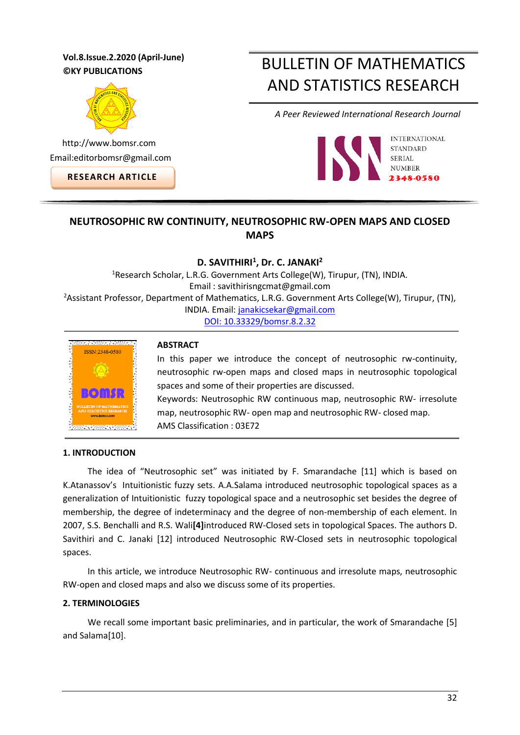Vol.8.Issue.2.2020 (April-June)
©KY PUBLICATIONS

http://www.bomsr.com
Email:editorbomsr@gmail.com

**RESEARCH ARTICLE**

# BULLETIN OF MATHEMATICS AND STATISTICS RESEARCH

*A Peer Reviewed International Research Journal*

INTERNATIONAL STANDARD SERIAL NUMBER 2348-0580

## NEUTROSOPHIC RW CONTINUITY, NEUTROSOPHIC RW-OPEN MAPS AND CLOSED MAPS

**D. SAVITHIRI[1], Dr. C. JANAKI[2]**

[1]Research Scholar, L.R.G. Government Arts College(W), Tirupur, (TN), INDIA.
Email : savithirisngcmat@gmail.com

[2]Assistant Professor, Department of Mathematics, L.R.G. Government Arts College(W), Tirupur, (TN), INDIA. Email: janakicsekar@gmail.com

DOI: 10.33329/bomsr.8.2.32

**ABSTRACT**

In this paper we introduce the concept of neutrosophic rw-continuity, neutrosophic rw-open maps and closed maps in neutrosophic topological spaces and some of their properties are discussed.

Keywords: Neutrosophic RW continuous map, neutrosophic RW- irresolute map, neutrosophic RW- open map and neutrosophic RW- closed map.

AMS Classification : 03E72

### 1. INTRODUCTION

The idea of "Neutrosophic set" was initiated by F. Smarandache [11] which is based on K.Atanassov's Intuitionistic fuzzy sets. A.A.Salama introduced neutrosophic topological spaces as a generalization of Intuitionistic fuzzy topological space and a neutrosophic set besides the degree of membership, the degree of indeterminacy and the degree of non-membership of each element. In 2007, S.S. Benchalli and R.S. Wali**[4]**introduced RW-Closed sets in topological Spaces. The authors D. Savithiri and C. Janaki [12] introduced Neutrosophic RW-Closed sets in neutrosophic topological spaces.

In this article, we introduce Neutrosophic RW- continuous and irresolute maps, neutrosophic RW-open and closed maps and also we discuss some of its properties.

### 2. TERMINOLOGIES

We recall some important basic preliminaries, and in particular, the work of Smarandache [5] and Salama[10].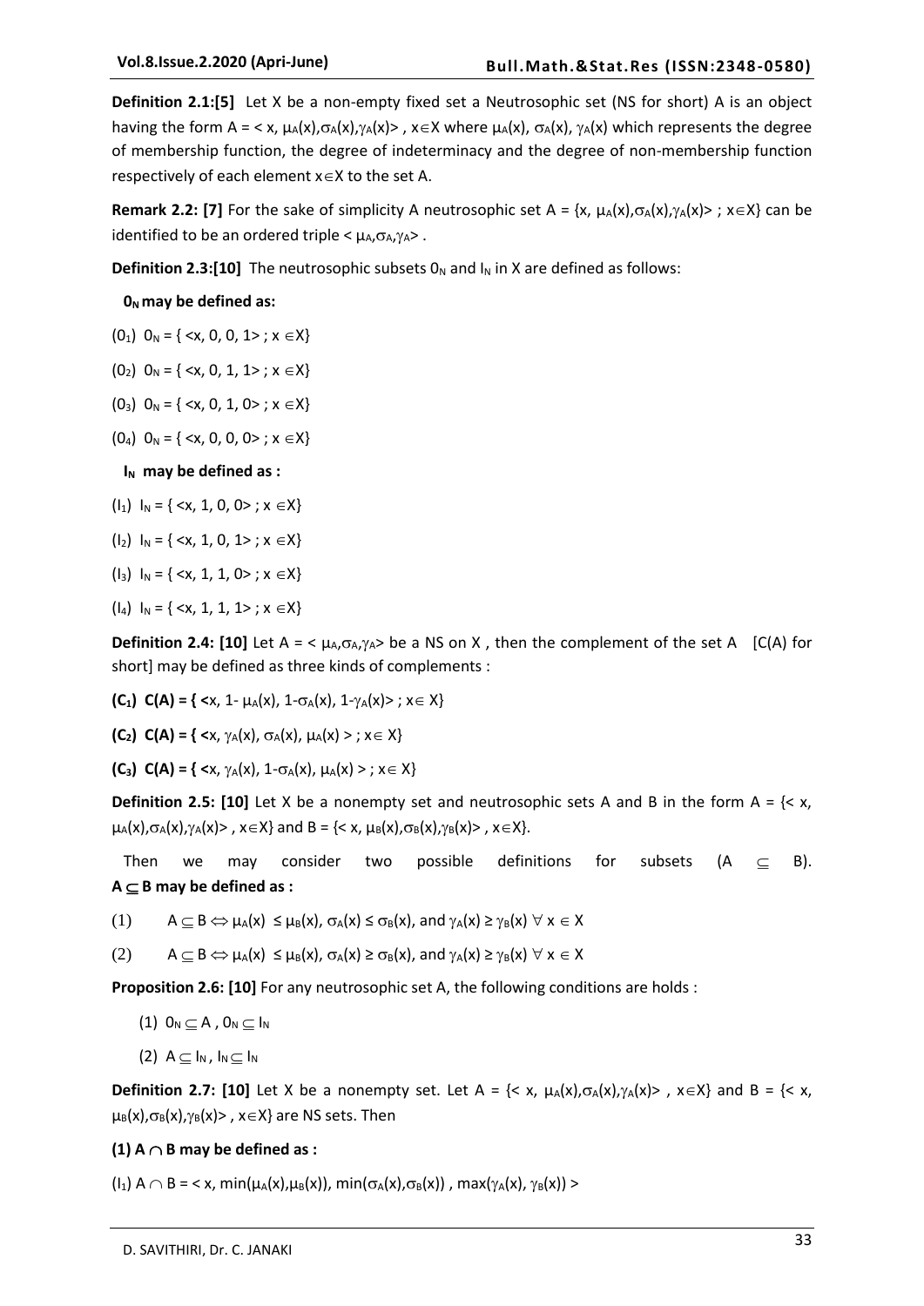**Definition 2.1:[5]** Let X be a non-empty fixed set a Neutrosophic set (NS for short) A is an object having the form $A = < x, \mu_A(x), \sigma_A(x), \gamma_A(x) >$ , $x \in X$ where $\mu_A(x)$, $\sigma_A(x)$, $\gamma_A(x)$ which represents the degree of membership function, the degree of indeterminacy and the degree of non-membership function respectively of each element $x \in X$ to the set A.

**Remark 2.2: [7]** For the sake of simplicity A neutrosophic set $A = \{x, \mu_A(x), \sigma_A(x), \gamma_A(x) > ; x \in X\}$ can be identified to be an ordered triple $< \mu_A, \sigma_A, \gamma_A >$ .

**Definition 2.3:[10]** The neutrosophic subsets $0_N$ and $I_N$ in X are defined as follows:

**$0_N$ may be defined as:**

$(0_1)$ $0_N = \{ <x, 0, 0, 1> ; x \in X\}$

$(0_2)$ $0_N = \{ <x, 0, 1, 1> ; x \in X\}$

$(0_3)$ $0_N = \{ <x, 0, 1, 0> ; x \in X\}$

$(0_4)$ $0_N = \{ <x, 0, 0, 0> ; x \in X\}$

**$I_N$ may be defined as :**

$(I_1)$ $I_N = \{ <x, 1, 0, 0> ; x \in X\}$

$(I_2)$ $I_N = \{ <x, 1, 0, 1> ; x \in X\}$

$(I_3)$ $I_N = \{ <x, 1, 1, 0> ; x \in X\}$

$(I_4)$ $I_N = \{ <x, 1, 1, 1> ; x \in X\}$

**Definition 2.4: [10]** Let $A = < \mu_A, \sigma_A, \gamma_A >$ be a NS on X , then the complement of the set A [C(A) for short] may be defined as three kinds of complements :

**$(C_1)$ C(A) =** $\{ <x, 1- \mu_A(x), 1-\sigma_A(x), 1-\gamma_A(x)> ; x \in X\}$

**$(C_2)$ C(A) =** $\{ <x, \gamma_A(x), \sigma_A(x), \mu_A(x) > ; x \in X\}$

**$(C_3)$ C(A) =** $\{ <x, \gamma_A(x), 1-\sigma_A(x), \mu_A(x) > ; x \in X\}$

**Definition 2.5: [10]** Let X be a nonempty set and neutrosophic sets A and B in the form $A = \{< x, \mu_A(x), \sigma_A(x), \gamma_A(x)> , x \in X\}$ and $B = \{< x, \mu_B(x), \sigma_B(x), \gamma_B(x)> , x \in X\}$.

Then we may consider two possible definitions for subsets $(A \subseteq B)$.
**$A \subseteq B$ may be defined as :**

(1) $A \subseteq B \Leftrightarrow \mu_A(x) \leq \mu_B(x), \sigma_A(x) \leq \sigma_B(x)$, and $\gamma_A(x) \geq \gamma_B(x) \ \forall \ x \in X$

(2) $A \subseteq B \Leftrightarrow \mu_A(x) \leq \mu_B(x), \sigma_A(x) \geq \sigma_B(x)$, and $\gamma_A(x) \geq \gamma_B(x) \ \forall \ x \in X$

**Proposition 2.6: [10]** For any neutrosophic set A, the following conditions are holds :

(1) $0_N \subseteq A$ , $0_N \subseteq I_N$

(2) $A \subseteq I_N$ , $I_N \subseteq I_N$

**Definition 2.7: [10]** Let X be a nonempty set. Let $A = \{< x, \mu_A(x), \sigma_A(x), \gamma_A(x)> , x \in X\}$ and $B = \{< x, \mu_B(x), \sigma_B(x), \gamma_B(x)> , x \in X\}$ are NS sets. Then

**(1) $A \cap B$ may be defined as :**

$(I_1)$ $A \cap B = < x, \min(\mu_A(x), \mu_B(x)), \min(\sigma_A(x), \sigma_B(x)) , \max(\gamma_A(x), \gamma_B(x)) >$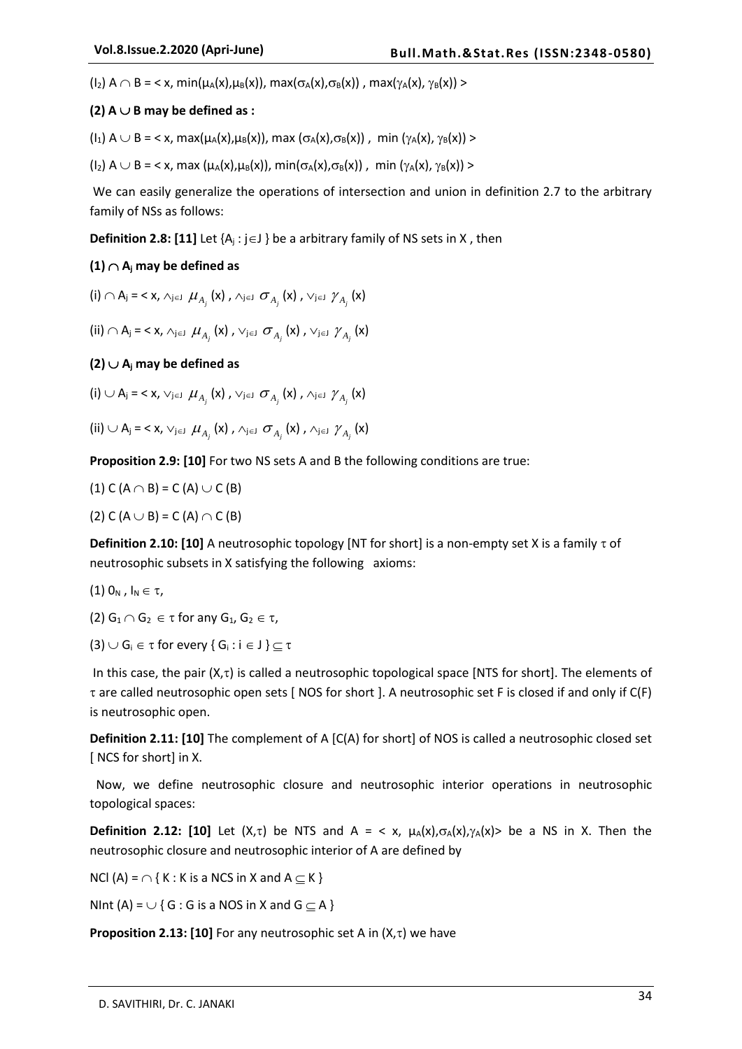$(I_2)$ $A \cap B = < x, \min(\mu_A(x),\mu_B(x)), \max(\sigma_A(x),\sigma_B(x)), \max(\gamma_A(x), \gamma_B(x)) >$

**(2) $A \cup B$ may be defined as :**

$(I_1)$ $A \cup B = < x, \max(\mu_A(x),\mu_B(x)), \max(\sigma_A(x),\sigma_B(x)), \min(\gamma_A(x), \gamma_B(x)) >$

$(I_2)$ $A \cup B = < x, \max(\mu_A(x),\mu_B(x)), \min(\sigma_A(x),\sigma_B(x)), \min(\gamma_A(x), \gamma_B(x)) >$

We can easily generalize the operations of intersection and union in definition 2.7 to the arbitrary family of NSs as follows:

**Definition 2.8: [11]** Let $\{A_j : j \in J\}$ be a arbitrary family of NS sets in X , then

**(1) $\cap A_j$ may be defined as**

(i) $\cap A_j = < x, \wedge_{j\in J}\ \mu_{A_j}(x), \wedge_{j\in J}\ \sigma_{A_j}(x), \vee_{j\in J}\ \gamma_{A_j}(x)$

(ii) $\cap A_j = < x, \wedge_{j\in J}\ \mu_{A_j}(x), \vee_{j\in J}\ \sigma_{A_j}(x), \vee_{j\in J}\ \gamma_{A_j}(x)$

**(2) $\cup A_j$ may be defined as**

(i) $\cup A_j = < x, \vee_{j\in J}\ \mu_{A_j}(x), \vee_{j\in J}\ \sigma_{A_j}(x), \wedge_{j\in J}\ \gamma_{A_j}(x)$

(ii) $\cup A_j = < x, \vee_{j\in J}\ \mu_{A_j}(x), \wedge_{j\in J}\ \sigma_{A_j}(x), \wedge_{j\in J}\ \gamma_{A_j}(x)$

**Proposition 2.9: [10]** For two NS sets A and B the following conditions are true:

(1) $C(A \cap B) = C(A) \cup C(B)$

(2) $C(A \cup B) = C(A) \cap C(B)$

**Definition 2.10: [10]** A neutrosophic topology [NT for short] is a non-empty set X is a family $\tau$ of neutrosophic subsets in X satisfying the following axioms:

(1) $0_N, 1_N \in \tau$,

(2) $G_1 \cap G_2 \in \tau$ for any $G_1, G_2 \in \tau$,

(3) $\cup G_i \in \tau$ for every $\{ G_i : i \in J \} \subseteq \tau$

In this case, the pair $(X,\tau)$ is called a neutrosophic topological space [NTS for short]. The elements of $\tau$ are called neutrosophic open sets [ NOS for short ]. A neutrosophic set F is closed if and only if C(F) is neutrosophic open.

**Definition 2.11: [10]** The complement of A [C(A) for short] of NOS is called a neutrosophic closed set [ NCS for short] in X.

Now, we define neutrosophic closure and neutrosophic interior operations in neutrosophic topological spaces:

**Definition 2.12: [10]** Let $(X,\tau)$ be NTS and $A = < x, \mu_A(x),\sigma_A(x),\gamma_A(x)>$ be a NS in X. Then the neutrosophic closure and neutrosophic interior of A are defined by

$NCl(A) = \cap \{ K : K \text{ is a NCS in X and } A \subseteq K \}$

$NInt(A) = \cup \{ G : G \text{ is a NOS in X and } G \subseteq A \}$

**Proposition 2.13: [10]** For any neutrosophic set A in $(X,\tau)$ we have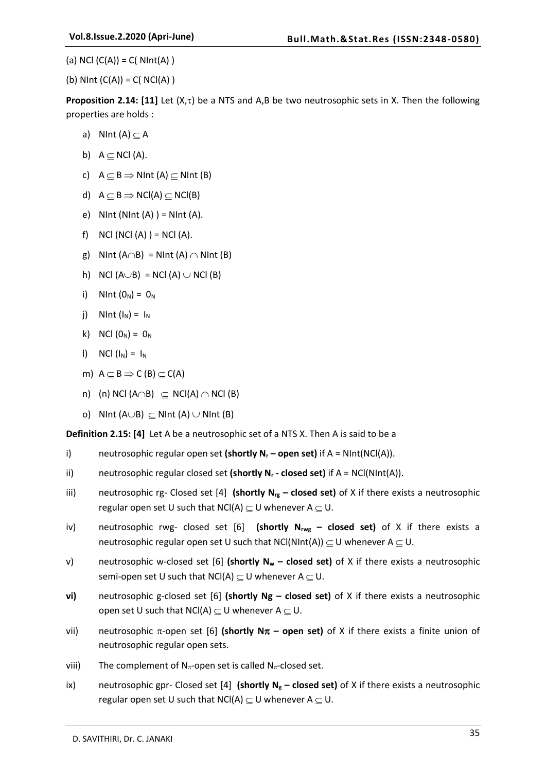(a) $NCl(C(A)) = C(NInt(A))$

(b) $NInt(C(A)) = C(NCl(A))$

**Proposition 2.14: [11]** Let $(X,\tau)$ be a NTS and A,B be two neutrosophic sets in X. Then the following properties are holds :

a) $NInt(A) \subseteq A$

b) $A \subseteq NCl(A)$.

c) $A \subseteq B \Rightarrow NInt(A) \subseteq NInt(B)$

d) $A \subseteq B \Rightarrow NCl(A) \subseteq NCl(B)$

e) $NInt(NInt(A)) = NInt(A)$.

f) $NCl(NCl(A)) = NCl(A)$.

g) $NInt(A \cap B) = NInt(A) \cap NInt(B)$

h) $NCl(A \cup B) = NCl(A) \cup NCl(B)$

i) $NInt(0_N) = 0_N$

j) $NInt(I_N) = I_N$

k) $NCl(0_N) = 0_N$

l) $NCl(I_N) = I_N$

m) $A \subseteq B \Rightarrow C(B) \subseteq C(A)$

n) (n) $NCl(A \cap B) \subseteq NCl(A) \cap NCl(B)$

o) $NInt(A \cup B) \subseteq NInt(A) \cup NInt(B)$

**Definition 2.15: [4]** Let A be a neutrosophic set of a NTS X. Then A is said to be a

i) neutrosophic regular open set **(shortly $N_r$ – open set)** if $A = NInt(NCl(A))$.

ii) neutrosophic regular closed set **(shortly $N_r$ - closed set)** if $A = NCl(NInt(A))$.

iii) neutrosophic rg- Closed set [4] **(shortly $N_{rg}$ – closed set)** of X if there exists a neutrosophic regular open set U such that $NCl(A) \subseteq U$ whenever $A \subseteq U$.

iv) neutrosophic rwg- closed set [6] **(shortly $N_{rwg}$ – closed set)** of X if there exists a neutrosophic regular open set U such that $NCl(NInt(A)) \subseteq U$ whenever $A \subseteq U$.

v) neutrosophic w-closed set [6] **(shortly $N_w$ – closed set)** of X if there exists a neutrosophic semi-open set U such that $NCl(A) \subseteq U$ whenever $A \subseteq U$.

**vi)** neutrosophic g-closed set [6] **(shortly Ng – closed set)** of X if there exists a neutrosophic open set U such that $NCl(A) \subseteq U$ whenever $A \subseteq U$.

vii) neutrosophic $\pi$-open set [6] **(shortly $N\pi$ – open set)** of X if there exists a finite union of neutrosophic regular open sets.

viii) The complement of $N_\pi$-open set is called $N_\pi$-closed set.

ix) neutrosophic gpr- Closed set [4] **(shortly $N_g$ – closed set)** of X if there exists a neutrosophic regular open set U such that $NCl(A) \subseteq U$ whenever $A \subseteq U$.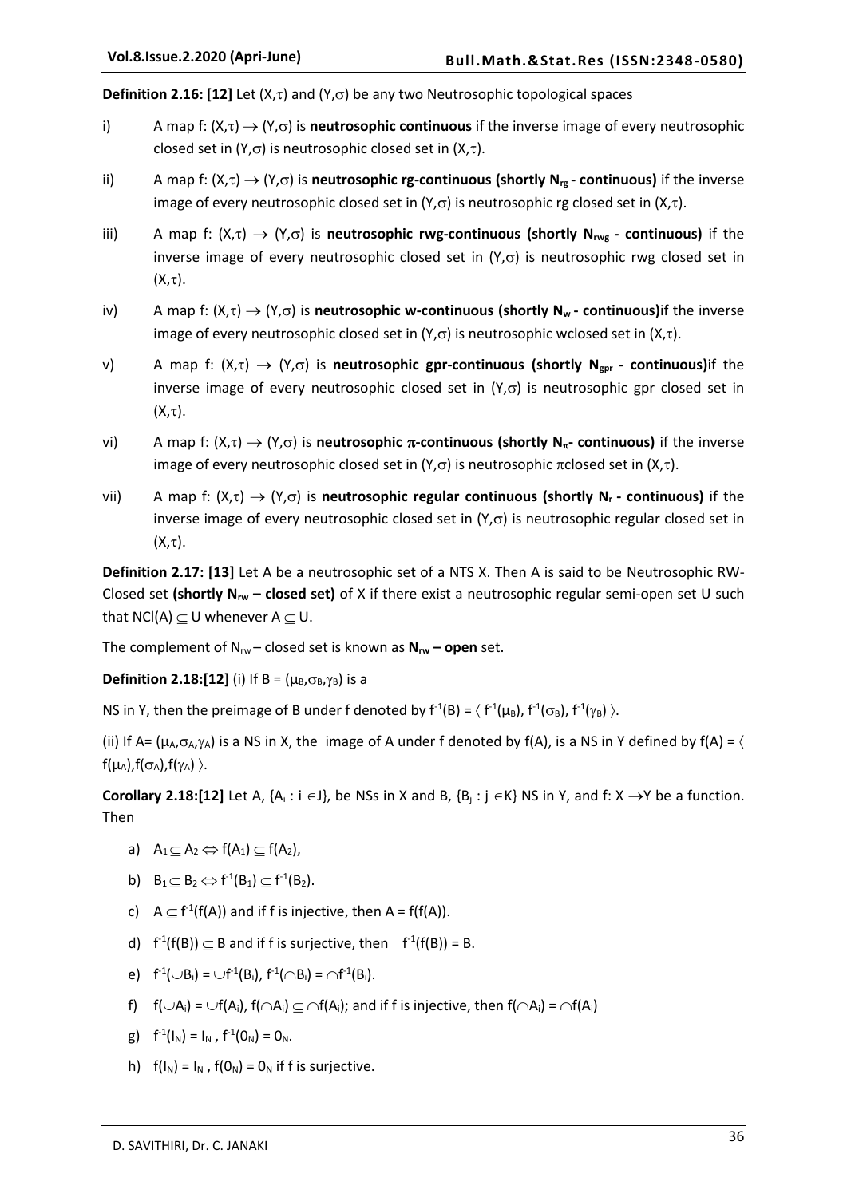**Definition 2.16: [12]** Let $(X,\tau)$ and $(Y,\sigma)$ be any two Neutrosophic topological spaces

i) A map f: $(X,\tau) \to (Y,\sigma)$ is **neutrosophic continuous** if the inverse image of every neutrosophic closed set in $(Y,\sigma)$ is neutrosophic closed set in $(X,\tau)$.

ii) A map f: $(X,\tau) \to (Y,\sigma)$ is **neutrosophic rg-continuous (shortly $N_{rg}$ - continuous)** if the inverse image of every neutrosophic closed set in $(Y,\sigma)$ is neutrosophic rg closed set in $(X,\tau)$.

iii) A map f: $(X,\tau) \to (Y,\sigma)$ is **neutrosophic rwg-continuous (shortly $N_{rwg}$ - continuous)** if the inverse image of every neutrosophic closed set in $(Y,\sigma)$ is neutrosophic rwg closed set in $(X,\tau)$.

iv) A map f: $(X,\tau) \to (Y,\sigma)$ is **neutrosophic w-continuous (shortly $N_w$ - continuous)**if the inverse image of every neutrosophic closed set in $(Y,\sigma)$ is neutrosophic wclosed set in $(X,\tau)$.

v) A map f: $(X,\tau) \to (Y,\sigma)$ is **neutrosophic gpr-continuous (shortly $N_{gpr}$ - continuous)**if the inverse image of every neutrosophic closed set in $(Y,\sigma)$ is neutrosophic gpr closed set in $(X,\tau)$.

vi) A map f: $(X,\tau) \to (Y,\sigma)$ is **neutrosophic $\pi$-continuous (shortly $N_\pi$- continuous)** if the inverse image of every neutrosophic closed set in $(Y,\sigma)$ is neutrosophic $\pi$closed set in $(X,\tau)$.

vii) A map f: $(X,\tau) \to (Y,\sigma)$ is **neutrosophic regular continuous (shortly $N_r$ - continuous)** if the inverse image of every neutrosophic closed set in $(Y,\sigma)$ is neutrosophic regular closed set in $(X,\tau)$.

**Definition 2.17: [13]** Let A be a neutrosophic set of a NTS X. Then A is said to be Neutrosophic RW-Closed set **(shortly $N_{rw}$ – closed set)** of X if there exist a neutrosophic regular semi-open set U such that $NCl(A) \subseteq U$ whenever $A \subseteq U$.

The complement of $N_{rw}$ – closed set is known as **$N_{rw}$ – open** set.

**Definition 2.18:[12]** (i) If $B = (\mu_B,\sigma_B,\gamma_B)$ is a

NS in Y, then the preimage of B under f denoted by $f^{-1}(B) = \langle f^{-1}(\mu_B), f^{-1}(\sigma_B), f^{-1}(\gamma_B) \rangle$.

(ii) If $A= (\mu_A,\sigma_A,\gamma_A)$ is a NS in X, the image of A under f denoted by f(A), is a NS in Y defined by $f(A) = \langle f(\mu_A),f(\sigma_A),f(\gamma_A) \rangle$.

**Corollary 2.18:[12]** Let A, $\{A_i : i \in J\}$, be NSs in X and B, $\{B_j : j \in K\}$ NS in Y, and f: $X \to Y$ be a function. Then

a) $A_1 \subseteq A_2 \Leftrightarrow f(A_1) \subseteq f(A_2)$,

b) $B_1 \subseteq B_2 \Leftrightarrow f^{-1}(B_1) \subseteq f^{-1}(B_2)$.

c) $A \subseteq f^{-1}(f(A))$ and if f is injective, then $A = f(f(A))$.

d) $f^{-1}(f(B)) \subseteq B$ and if f is surjective, then $f^{-1}(f(B)) = B$.

e) $f^{-1}(\cup B_i) = \cup f^{-1}(B_i)$, $f^{-1}(\cap B_i) = \cap f^{-1}(B_i)$.

f) $f(\cup A_i) = \cup f(A_i)$, $f(\cap A_i) \subseteq \cap f(A_i)$; and if f is injective, then $f(\cap A_i) = \cap f(A_i)$

g) $f^{-1}(I_N) = I_N$ , $f^{-1}(0_N) = 0_N$.

h) $f(I_N) = I_N$ , $f(0_N) = 0_N$ if f is surjective.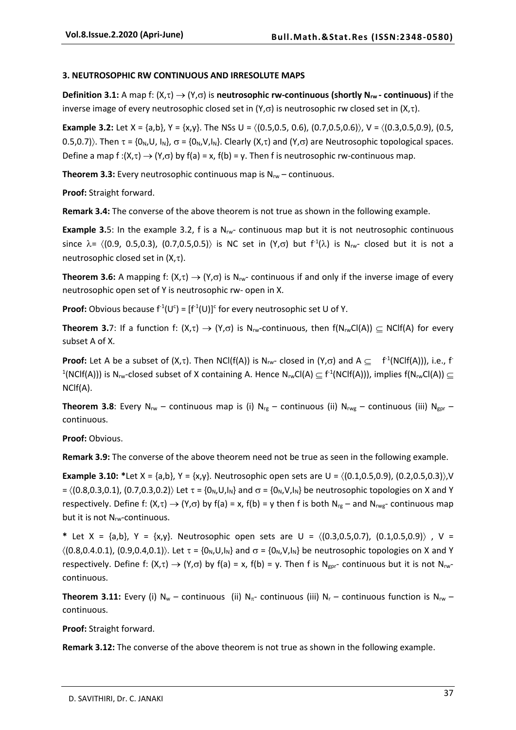### 3. NEUTROSOPHIC RW CONTINUOUS AND IRRESOLUTE MAPS

**Definition 3.1:** A map f: $(X,\tau) \rightarrow (Y,\sigma)$ is **neutrosophic rw-continuous (shortly $N_{rw}$ - continuous)** if the inverse image of every neutrosophic closed set in $(Y,\sigma)$ is neutrosophic rw closed set in $(X,\tau)$.

**Example 3.2:** Let X = {a,b}, Y = {x,y}. The NSs U = $\langle(0.5,0.5, 0.6), (0.7,0.5,0.6)\rangle$, V = $\langle(0.3,0.5,0.9), (0.5, 0.5,0.7)\rangle$. Then $\tau = \{0_N, U, I_N\}$, $\sigma = \{0_N, V, I_N\}$. Clearly $(X,\tau)$ and $(Y,\sigma)$ are Neutrosophic topological spaces. Define a map f :$(X,\tau) \rightarrow (Y,\sigma)$ by f(a) = x, f(b) = y. Then f is neutrosophic rw-continuous map.

**Theorem 3.3:** Every neutrosophic continuous map is $N_{rw}$ – continuous.

**Proof:** Straight forward.

**Remark 3.4:** The converse of the above theorem is not true as shown in the following example.

**Example 3.5**: In the example 3.2, f is a $N_{rw}$- continuous map but it is not neutrosophic continuous since $\lambda = \langle(0.9, 0.5,0.3), (0.7,0.5,0.5)\rangle$ is NC set in $(Y,\sigma)$ but $f^{-1}(\lambda)$ is $N_{rw}$- closed but it is not a neutrosophic closed set in $(X,\tau)$.

**Theorem 3.6:** A mapping f: $(X,\tau) \rightarrow (Y,\sigma)$ is $N_{rw}$- continuous if and only if the inverse image of every neutrosophic open set of Y is neutrosophic rw- open in X.

**Proof:** Obvious because $f^{-1}(U^c) = [f^{-1}(U)]^c$ for every neutrosophic set U of Y.

**Theorem 3.7**: If a function f: $(X,\tau) \rightarrow (Y,\sigma)$ is $N_{rw}$-continuous, then $f(N_{rw}Cl(A)) \subseteq NClf(A)$ for every subset A of X.

**Proof:** Let A be a subset of $(X,\tau)$. Then NCl(f(A)) is $N_{rw}$- closed in $(Y,\sigma)$ and $A \subseteq f^{-1}(NClf(A)))$, i.e., $f^{-1}(NClf(A)))$ is $N_{rw}$-closed subset of X containing A. Hence $N_{rw}Cl(A) \subseteq f^{-1}(NClf(A)))$, implies $f(N_{rw}Cl(A)) \subseteq NClf(A)$.

**Theorem 3.8**: Every $N_{rw}$ – continuous map is (i) $N_{rg}$ – continuous (ii) $N_{rwg}$ – continuous (iii) $N_{gpr}$ – continuous.

**Proof:** Obvious.

**Remark 3.9:** The converse of the above theorem need not be true as seen in the following example.

**Example 3.10:** *Let X = {a,b}, Y = {x,y}. Neutrosophic open sets are U = $\langle(0.1,0.5,0.9), (0.2,0.5,0.3)\rangle$,V = $\langle(0.8,0.3,0.1), (0.7,0.3,0.2)\rangle$ Let $\tau = \{0_N, U, I_N\}$ and $\sigma = \{0_N, V, I_N\}$ be neutrosophic topologies on X and Y respectively. Define f: $(X,\tau) \rightarrow (Y,\sigma)$ by f(a) = x, f(b) = y then f is both $N_{rg}$ – and $N_{rwg}$- continuous map but it is not $N_{rw}$-continuous.

* Let X = {a,b}, Y = {x,y}. Neutrosophic open sets are U = $\langle(0.3,0.5,0.7), (0.1,0.5,0.9)\rangle$ , V = $\langle(0.8,0.4.0.1), (0.9,0.4,0.1)\rangle$. Let $\tau = \{0_N, U, I_N\}$ and $\sigma = \{0_N, V, I_N\}$ be neutrosophic topologies on X and Y respectively. Define f: $(X,\tau) \rightarrow (Y,\sigma)$ by f(a) = x, f(b) = y. Then f is $N_{gpr}$- continuous but it is not $N_{rw}$-continuous.

**Theorem 3.11:** Every (i) $N_w$ – continuous (ii) $N_\pi$- continuous (iii) $N_r$ – continuous function is $N_{rw}$ – continuous.

**Proof:** Straight forward.

**Remark 3.12:** The converse of the above theorem is not true as shown in the following example.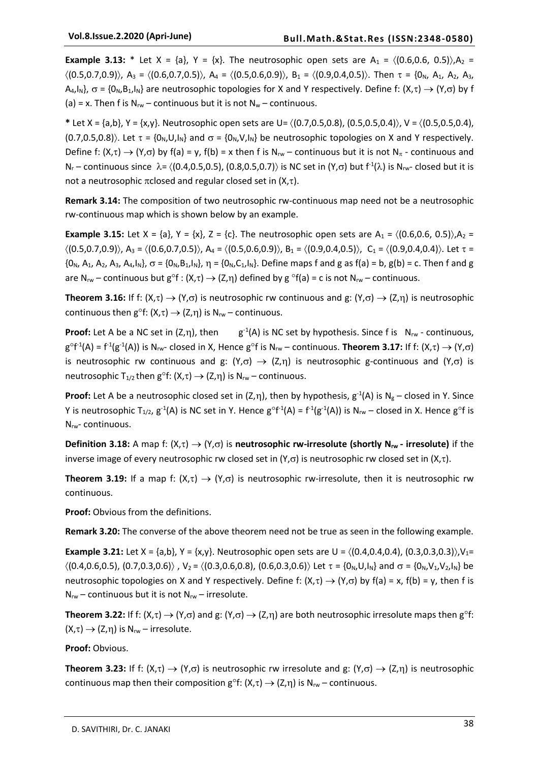**Example 3.13:** * Let $X = \{a\}$, $Y = \{x\}$. The neutrosophic open sets are $A_1 = \langle(0.6,0.6, 0.5)\rangle$, $A_2 = \langle(0.5,0.7,0.9)\rangle$, $A_3 = \langle(0.6,0.7,0.5)\rangle$, $A_4 = \langle(0.5,0.6,0.9)\rangle$, $B_1 = \langle(0.9,0.4,0.5)\rangle$. Then $\tau = \{0_N, A_1, A_2, A_3, A_4, I_N\}$, $\sigma = \{0_N, B_1, I_N\}$ are neutrosophic topologies for X and Y respectively. Define $f: (X,\tau) \rightarrow (Y,\sigma)$ by $f(a) = x$. Then f is $N_{rw}$ – continuous but it is not $N_w$ – continuous.

* Let $X = \{a,b\}$, $Y = \{x,y\}$. Neutrosophic open sets are $U= \langle(0.7,0.5,0.8), (0.5,0.5,0.4)\rangle$, $V = \langle(0.5,0.5,0.4), (0.7,0.5,0.8)\rangle$. Let $\tau = \{0_N,U,I_N\}$ and $\sigma = \{0_N,V,I_N\}$ be neutrosophic topologies on X and Y respectively. Define $f: (X,\tau) \rightarrow (Y,\sigma)$ by $f(a) = y$, $f(b) = x$ then f is $N_{rw}$ – continuous but it is not $N_\pi$ - continuous and $N_r$ – continuous since $\lambda= \langle(0.4,0.5,0.5), (0.8,0.5,0.7)\rangle$ is NC set in $(Y,\sigma)$ but $f^{-1}(\lambda)$ is $N_{rw}$- closed but it is not a neutrosophic $\pi$closed and regular closed set in $(X,\tau)$.

**Remark 3.14:** The composition of two neutrosophic rw-continuous map need not be a neutrosophic rw-continuous map which is shown below by an example.

**Example 3.15:** Let $X = \{a\}$, $Y = \{x\}$, $Z = \{c\}$. The neutrosophic open sets are $A_1 = \langle(0.6,0.6, 0.5)\rangle$, $A_2 = \langle(0.5,0.7,0.9)\rangle$, $A_3 = \langle(0.6,0.7,0.5)\rangle$, $A_4 = \langle(0.5,0.6,0.9)\rangle$, $B_1 = \langle(0.9,0.4,0.5)\rangle$, $C_1 = \langle(0.9,0.4,0.4)\rangle$. Let $\tau = \{0_N, A_1, A_2, A_3, A_4, I_N\}$, $\sigma = \{0_N,B_1,I_N\}$, $\eta = \{0_N,C_1,I_N\}$. Define maps f and g as $f(a) = b$, $g(b) = c$. Then f and g are $N_{rw}$ – continuous but $g{\circ}f : (X,\tau) \rightarrow (Z,\eta)$ defined by $g \circ f(a) = c$ is not $N_{rw}$ – continuous.

**Theorem 3.16:** If $f: (X,\tau) \rightarrow (Y,\sigma)$ is neutrosophic rw continuous and $g: (Y,\sigma) \rightarrow (Z,\eta)$ is neutrosophic continuous then $g{\circ}f: (X,\tau) \rightarrow (Z,\eta)$ is $N_{rw}$ – continuous.

**Proof:** Let A be a NC set in $(Z,\eta)$, then $g^{-1}(A)$ is NC set by hypothesis. Since f is $N_{rw}$ - continuous, $g{\circ}f^{-1}(A) = f^{-1}(g^{-1}(A))$ is $N_{rw}$- closed in X, Hence $g{\circ}f$ is $N_{rw}$ – continuous. **Theorem 3.17:** If $f: (X,\tau) \rightarrow (Y,\sigma)$ is neutrosophic rw continuous and $g: (Y,\sigma) \rightarrow (Z,\eta)$ is neutrosophic g-continuous and $(Y,\sigma)$ is neutrosophic $T_{1/2}$ then $g{\circ}f: (X,\tau) \rightarrow (Z,\eta)$ is $N_{rw}$ – continuous.

**Proof:** Let A be a neutrosophic closed set in $(Z,\eta)$, then by hypothesis, $g^{-1}(A)$ is $N_g$ – closed in Y. Since Y is neutrosophic $T_{1/2}$, $g^{-1}(A)$ is NC set in Y. Hence $g{\circ}f^{-1}(A) = f^{-1}(g^{-1}(A))$ is $N_{rw}$ – closed in X. Hence $g{\circ}f$ is $N_{rw}$- continuous.

**Definition 3.18:** A map $f: (X,\tau) \rightarrow (Y,\sigma)$ is **neutrosophic rw-irresolute (shortly $N_{rw}$ - irresolute)** if the inverse image of every neutrosophic rw closed set in $(Y,\sigma)$ is neutrosophic rw closed set in $(X,\tau)$.

**Theorem 3.19:** If a map $f: (X,\tau) \rightarrow (Y,\sigma)$ is neutrosophic rw-irresolute, then it is neutrosophic rw continuous.

**Proof:** Obvious from the definitions.

**Remark 3.20:** The converse of the above theorem need not be true as seen in the following example.

**Example 3.21:** Let $X = \{a,b\}$, $Y = \{x,y\}$. Neutrosophic open sets are $U = \langle(0.4,0.4,0.4), (0.3,0.3,0.3)\rangle$, $V_1= \langle(0.4,0.6,0.5), (0.7,0.3,0.6)\rangle$ , $V_2 = \langle(0.3,0.6,0.8), (0.6,0.3,0.6)\rangle$ Let $\tau = \{0_N,U,I_N\}$ and $\sigma = \{0_N,V_1,V_2,I_N\}$ be neutrosophic topologies on X and Y respectively. Define $f: (X,\tau) \rightarrow (Y,\sigma)$ by $f(a) = x$, $f(b) = y$, then f is $N_{rw}$ – continuous but it is not $N_{rw}$ – irresolute.

**Theorem 3.22:** If $f: (X,\tau) \rightarrow (Y,\sigma)$ and $g: (Y,\sigma) \rightarrow (Z,\eta)$ are both neutrosophic irresolute maps then $g{\circ}f: (X,\tau) \rightarrow (Z,\eta)$ is $N_{rw}$ – irresolute.

**Proof:** Obvious.

**Theorem 3.23:** If $f: (X,\tau) \rightarrow (Y,\sigma)$ is neutrosophic rw irresolute and $g: (Y,\sigma) \rightarrow (Z,\eta)$ is neutrosophic continuous map then their composition $g{\circ}f: (X,\tau) \rightarrow (Z,\eta)$ is $N_{rw}$ – continuous.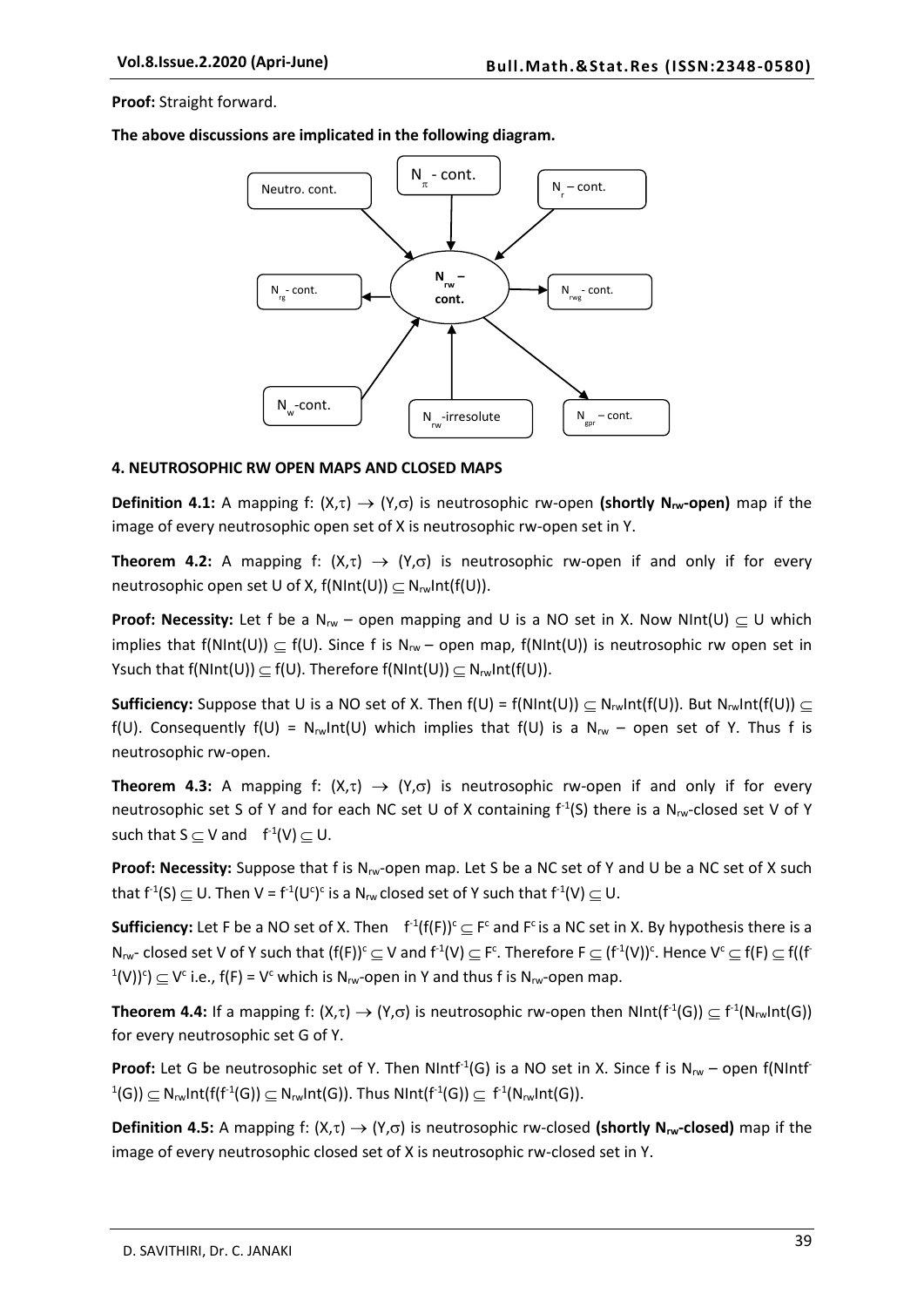**Proof:** Straight forward.

**The above discussions are implicated in the following diagram.**

Neutro. cont. → $N_{rw}$ – cont.
$N_\pi$ - cont. → $N_{rw}$ – cont.
$N_r$ – cont. → $N_{rw}$ – cont.
$N_{rw}$ – cont. → $N_{rg}$ - cont.
$N_{rw}$ – cont. → $N_{rwg}$ - cont.
$N_w$-cont. → $N_{rw}$ – cont.
$N_{rw}$-irresolute → $N_{rw}$ – cont.
$N_{rw}$ – cont. → $N_{gpr}$ – cont.

## 4. NEUTROSOPHIC RW OPEN MAPS AND CLOSED MAPS

**Definition 4.1:** A mapping f: $(X,\tau) \rightarrow (Y,\sigma)$ is neutrosophic rw-open **(shortly $N_{rw}$-open)** map if the image of every neutrosophic open set of X is neutrosophic rw-open set in Y.

**Theorem 4.2:** A mapping f: $(X,\tau) \rightarrow (Y,\sigma)$ is neutrosophic rw-open if and only if for every neutrosophic open set U of X, $f(NInt(U)) \subseteq N_{rw}Int(f(U))$.

**Proof: Necessity:** Let f be a $N_{rw}$ – open mapping and U is a NO set in X. Now $NInt(U) \subseteq U$ which implies that $f(NInt(U)) \subseteq f(U)$. Since f is $N_{rw}$ – open map, f(NInt(U)) is neutrosophic rw open set in Ysuch that $f(NInt(U)) \subseteq f(U)$. Therefore $f(NInt(U)) \subseteq N_{rw}Int(f(U))$.

**Sufficiency:** Suppose that U is a NO set of X. Then $f(U) = f(NInt(U)) \subseteq N_{rw}Int(f(U))$. But $N_{rw}Int(f(U)) \subseteq f(U)$. Consequently $f(U) = N_{rw}Int(U)$ which implies that f(U) is a $N_{rw}$ – open set of Y. Thus f is neutrosophic rw-open.

**Theorem 4.3:** A mapping f: $(X,\tau) \rightarrow (Y,\sigma)$ is neutrosophic rw-open if and only if for every neutrosophic set S of Y and for each NC set U of X containing $f^{-1}(S)$ there is a $N_{rw}$-closed set V of Y such that $S \subseteq V$ and $f^{-1}(V) \subseteq U$.

**Proof: Necessity:** Suppose that f is $N_{rw}$-open map. Let S be a NC set of Y and U be a NC set of X such that $f^{-1}(S) \subseteq U$. Then $V = f^{-1}(U^c)^c$ is a $N_{rw}$ closed set of Y such that $f^{-1}(V) \subseteq U$.

**Sufficiency:** Let F be a NO set of X. Then $f^{-1}(f(F))^c \subseteq F^c$ and $F^c$ is a NC set in X. By hypothesis there is a $N_{rw}$- closed set V of Y such that $(f(F))^c \subseteq V$ and $f^{-1}(V) \subseteq F^c$. Therefore $F \subseteq (f^{-1}(V))^c$. Hence $V^c \subseteq f(F) \subseteq f((f^{-1}(V))^c) \subseteq V^c$ i.e., $f(F) = V^c$ which is $N_{rw}$-open in Y and thus f is $N_{rw}$-open map.

**Theorem 4.4:** If a mapping f: $(X,\tau) \rightarrow (Y,\sigma)$ is neutrosophic rw-open then $NInt(f^{-1}(G)) \subseteq f^{-1}(N_{rw}Int(G))$ for every neutrosophic set G of Y.

**Proof:** Let G be neutrosophic set of Y. Then $NIntf^{-1}(G)$ is a NO set in X. Since f is $N_{rw}$ – open $f(NIntf^{-1}(G)) \subseteq N_{rw}Int(f(f^{-1}(G)) \subseteq N_{rw}Int(G))$. Thus $NInt(f^{-1}(G)) \subseteq f^{-1}(N_{rw}Int(G))$.

**Definition 4.5:** A mapping f: $(X,\tau) \rightarrow (Y,\sigma)$ is neutrosophic rw-closed **(shortly $N_{rw}$-closed)** map if the image of every neutrosophic closed set of X is neutrosophic rw-closed set in Y.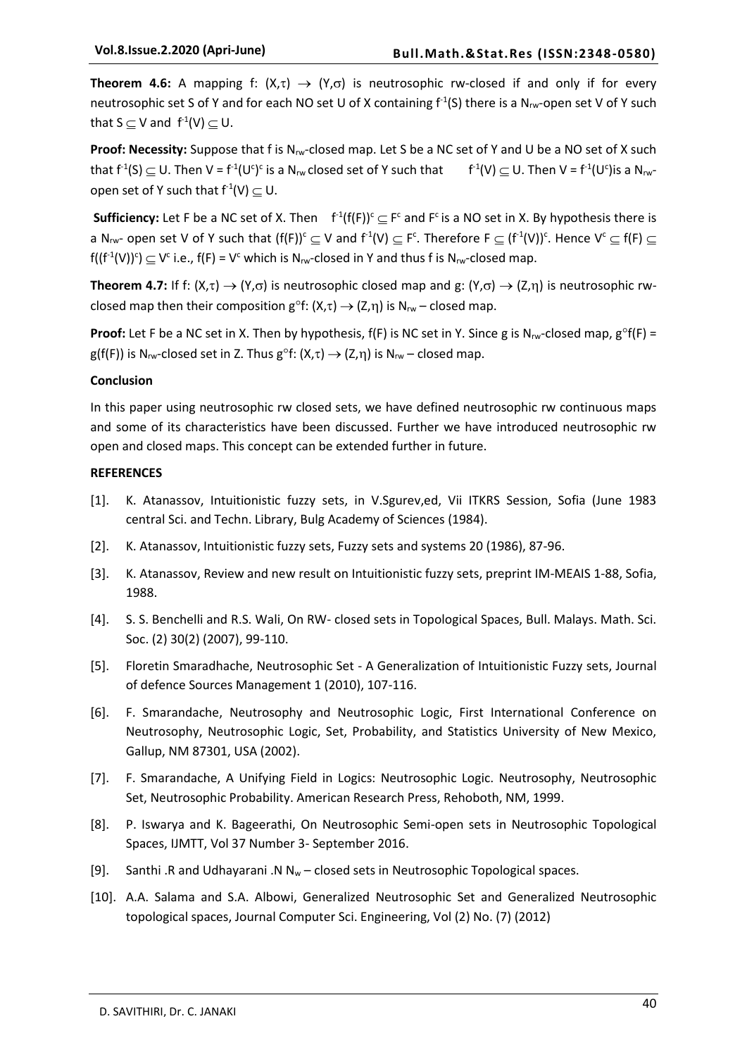**Theorem 4.6:** A mapping f: $(X,\tau) \rightarrow (Y,\sigma)$ is neutrosophic rw-closed if and only if for every neutrosophic set S of Y and for each NO set U of X containing $f^{-1}(S)$ there is a $N_{rw}$-open set V of Y such that $S \subseteq V$ and $f^{-1}(V) \subseteq U$.

**Proof: Necessity:** Suppose that f is $N_{rw}$-closed map. Let S be a NC set of Y and U be a NO set of X such that $f^{-1}(S) \subseteq U$. Then $V = f^{-1}(U^c)^c$ is a $N_{rw}$ closed set of Y such that $f^{-1}(V) \subseteq U$. Then $V = f^{-1}(U^c)$is a $N_{rw}$-open set of Y such that $f^{-1}(V) \subseteq U$.

**Sufficiency:** Let F be a NC set of X. Then $f^{-1}(f(F))^c \subseteq F^c$ and $F^c$ is a NO set in X. By hypothesis there is a $N_{rw}$- open set V of Y such that $(f(F))^c \subseteq V$ and $f^{-1}(V) \subseteq F^c$. Therefore $F \subseteq (f^{-1}(V))^c$. Hence $V^c \subseteq f(F) \subseteq f((f^{-1}(V))^c) \subseteq V^c$ i.e., $f(F) = V^c$ which is $N_{rw}$-closed in Y and thus f is $N_{rw}$-closed map.

**Theorem 4.7:** If f: $(X,\tau) \rightarrow (Y,\sigma)$ is neutrosophic closed map and g: $(Y,\sigma) \rightarrow (Z,\eta)$ is neutrosophic rw-closed map then their composition $g \circ f$: $(X,\tau) \rightarrow (Z,\eta)$ is $N_{rw}$ – closed map.

**Proof:** Let F be a NC set in X. Then by hypothesis, f(F) is NC set in Y. Since g is $N_{rw}$-closed map, $g \circ f(F) = g(f(F))$ is $N_{rw}$-closed set in Z. Thus $g \circ f$: $(X,\tau) \rightarrow (Z,\eta)$ is $N_{rw}$ – closed map.

**Conclusion**

In this paper using neutrosophic rw closed sets, we have defined neutrosophic rw continuous maps and some of its characteristics have been discussed. Further we have introduced neutrosophic rw open and closed maps. This concept can be extended further in future.

**REFERENCES**

[1]. K. Atanassov, Intuitionistic fuzzy sets, in V.Sgurev,ed, Vii ITKRS Session, Sofia (June 1983 central Sci. and Techn. Library, Bulg Academy of Sciences (1984).

[2]. K. Atanassov, Intuitionistic fuzzy sets, Fuzzy sets and systems 20 (1986), 87-96.

[3]. K. Atanassov, Review and new result on Intuitionistic fuzzy sets, preprint IM-MEAIS 1-88, Sofia, 1988.

[4]. S. S. Benchelli and R.S. Wali, On RW- closed sets in Topological Spaces, Bull. Malays. Math. Sci. Soc. (2) 30(2) (2007), 99-110.

[5]. Floretin Smaradhache, Neutrosophic Set - A Generalization of Intuitionistic Fuzzy sets, Journal of defence Sources Management 1 (2010), 107-116.

[6]. F. Smarandache, Neutrosophy and Neutrosophic Logic, First International Conference on Neutrosophy, Neutrosophic Logic, Set, Probability, and Statistics University of New Mexico, Gallup, NM 87301, USA (2002).

[7]. F. Smarandache, A Unifying Field in Logics: Neutrosophic Logic. Neutrosophy, Neutrosophic Set, Neutrosophic Probability. American Research Press, Rehoboth, NM, 1999.

[8]. P. Iswarya and K. Bageerathi, On Neutrosophic Semi-open sets in Neutrosophic Topological Spaces, IJMTT, Vol 37 Number 3- September 2016.

[9]. Santhi .R and Udhayarani .N $N_w$ – closed sets in Neutrosophic Topological spaces.

[10]. A.A. Salama and S.A. Albowi, Generalized Neutrosophic Set and Generalized Neutrosophic topological spaces, Journal Computer Sci. Engineering, Vol (2) No. (7) (2012)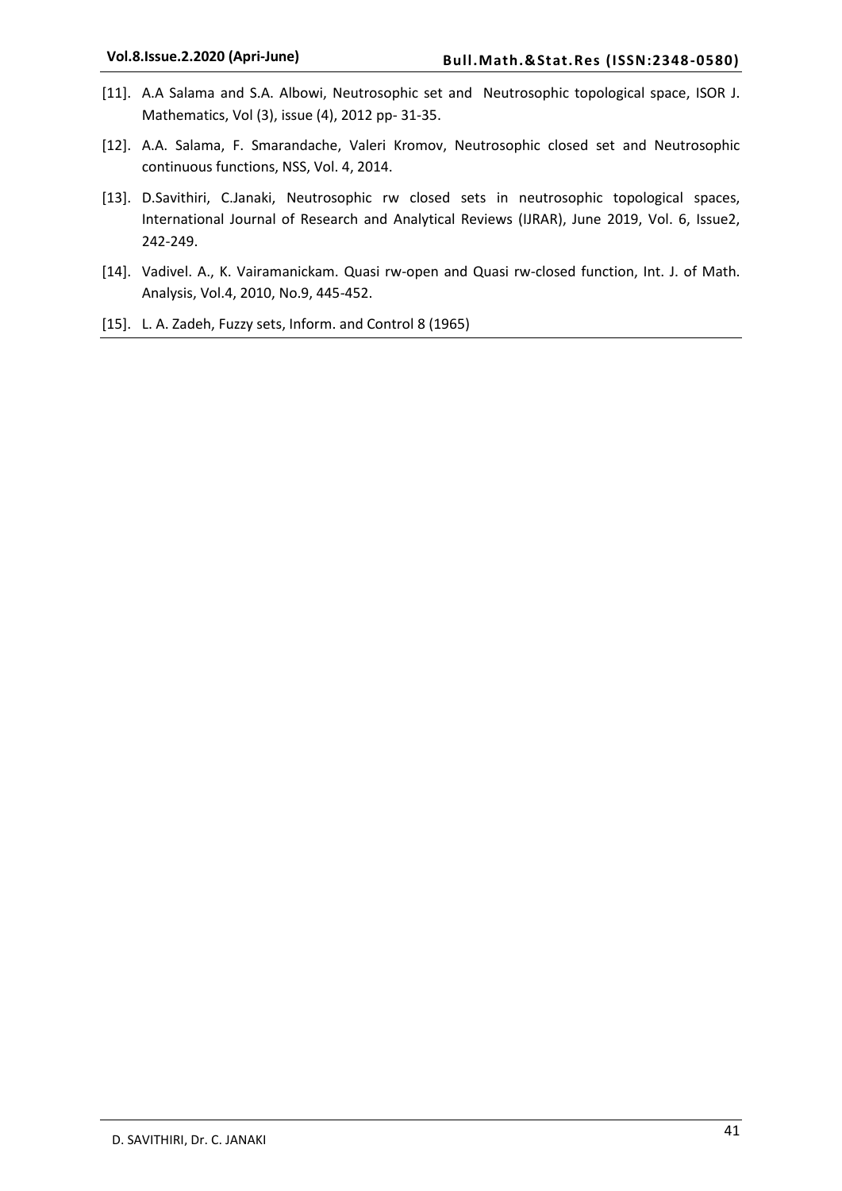[11]. A.A Salama and S.A. Albowi, Neutrosophic set and Neutrosophic topological space, ISOR J. Mathematics, Vol (3), issue (4), 2012 pp- 31-35.

[12]. A.A. Salama, F. Smarandache, Valeri Kromov, Neutrosophic closed set and Neutrosophic continuous functions, NSS, Vol. 4, 2014.

[13]. D.Savithiri, C.Janaki, Neutrosophic rw closed sets in neutrosophic topological spaces, International Journal of Research and Analytical Reviews (IJRAR), June 2019, Vol. 6, Issue2, 242-249.

[14]. Vadivel. A., K. Vairamanickam. Quasi rw-open and Quasi rw-closed function, Int. J. of Math. Analysis, Vol.4, 2010, No.9, 445-452.

[15]. L. A. Zadeh, Fuzzy sets, Inform. and Control 8 (1965)